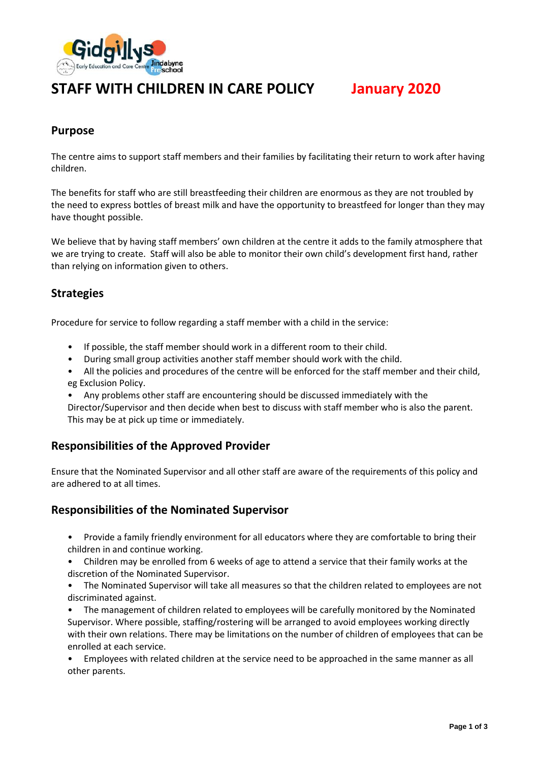# STAFF WITH CHILDREN IN CARE POLICY January 2020

## Purpose

The centre aims to support staff members and their families by facilitating their return to work after having children.

The benefits for staff who are still breastfeeding their children are enormous as they are not troubled by the need to express bottles of breast milk and have the opportunity to breastfeed for longer than they may have thought possible.

We believe that by having staff members' own children at the centre it adds to the family atmosphere that we are trying to create. Staff will also be able to monitor their own child's development first hand, rather than relying on information given to others.

## Strategies

Procedure for service to follow regarding a staff member with a child in the service:

- If possible, the staff member should work in a different room to their child.
- During small group activities another staff member should work with the child.
- All the policies and procedures of the centre will be enforced for the staff member and their child, eg Exclusion Policy.
- Any problems other staff are encountering should be discussed immediately with the Director/Supervisor and then decide when best to discuss with staff member who is also the parent. This may be at pick up time or immediately.

## Responsibilities of the Approved Provider

Ensure that the Nominated Supervisor and all other staff are aware of the requirements of this policy and are adhered to at all times.

## Responsibilities of the Nominated Supervisor

- Provide a family friendly environment for all educators where they are comfortable to bring their children in and continue working.
- Children may be enrolled from 6 weeks of age to attend a service that their family works at the discretion of the Nominated Supervisor.
- The Nominated Supervisor will take all measures so that the children related to employees are not discriminated against.
- The management of children related to employees will be carefully monitored by the Nominated Supervisor. Where possible, staffing/rostering will be arranged to avoid employees working directly with their own relations. There may be limitations on the number of children of employees that can be enrolled at each service.
- Employees with related children at the service need to be approached in the same manner as all other parents.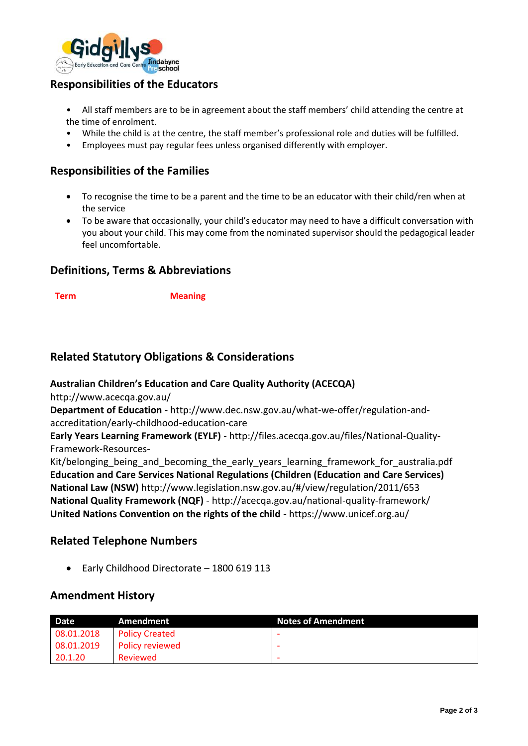## Responsibilities of the Educators

- All staff members are to be in agreement about the staff members' child attending the centre at the time of enrolment.
- While the child is at the centre, the staff member's professional role and duties will be fulfilled.
- Employees must pay regular fees unless organised differently with employer.

## Responsibilities of the Families

- To recognise the time to be a parent and the time to be an educator with their child/ren when at the service
- To be aware that occasionally, your child's educator may need to have a difficult conversation with you about your child. This may come from the nominated supervisor should the pedagogical leader feel uncomfortable.

## Definitions, Terms & Abbreviations

| Term | Meaning |
| --- | --- |

## Related Statutory Obligations & Considerations

**Australian Children's Education and Care Quality Authority (ACECQA)**
http://www.acecqa.gov.au/
**Department of Education** - http://www.dec.nsw.gov.au/what-we-offer/regulation-and-accreditation/early-childhood-education-care
**Early Years Learning Framework (EYLF)** - http://files.acecqa.gov.au/files/National-Quality-Framework-Resources-Kit/belonging_being_and_becoming_the_early_years_learning_framework_for_australia.pdf
**Education and Care Services National Regulations (Children (Education and Care Services) National Law (NSW)** http://www.legislation.nsw.gov.au/#/view/regulation/2011/653
**National Quality Framework (NQF)** - http://acecqa.gov.au/national-quality-framework/
**United Nations Convention on the rights of the child -** https://www.unicef.org.au/

## Related Telephone Numbers

- Early Childhood Directorate – 1800 619 113

## Amendment History

| Date | Amendment | Notes of Amendment |
| --- | --- | --- |
| 08.01.2018 | Policy Created | - |
| 08.01.2019 | Policy reviewed | - |
| 20.1.20 | Reviewed | - |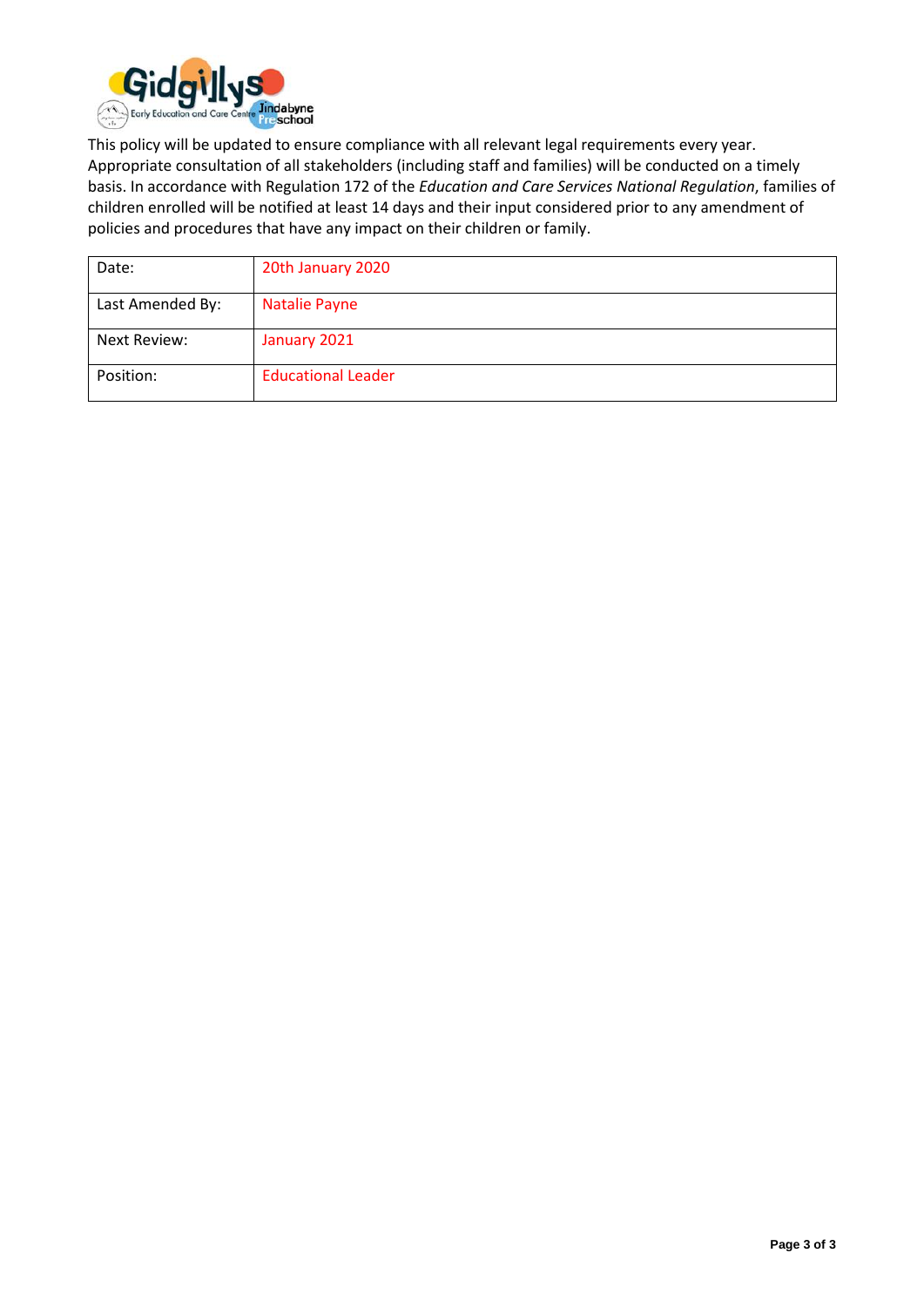This policy will be updated to ensure compliance with all relevant legal requirements every year. Appropriate consultation of all stakeholders (including staff and families) will be conducted on a timely basis. In accordance with Regulation 172 of the *Education and Care Services National Regulation*, families of children enrolled will be notified at least 14 days and their input considered prior to any amendment of policies and procedures that have any impact on their children or family.

| | |
|---|---|
| Date: | 20th January 2020 |
| Last Amended By: | Natalie Payne |
| Next Review: | January 2021 |
| Position: | Educational Leader |